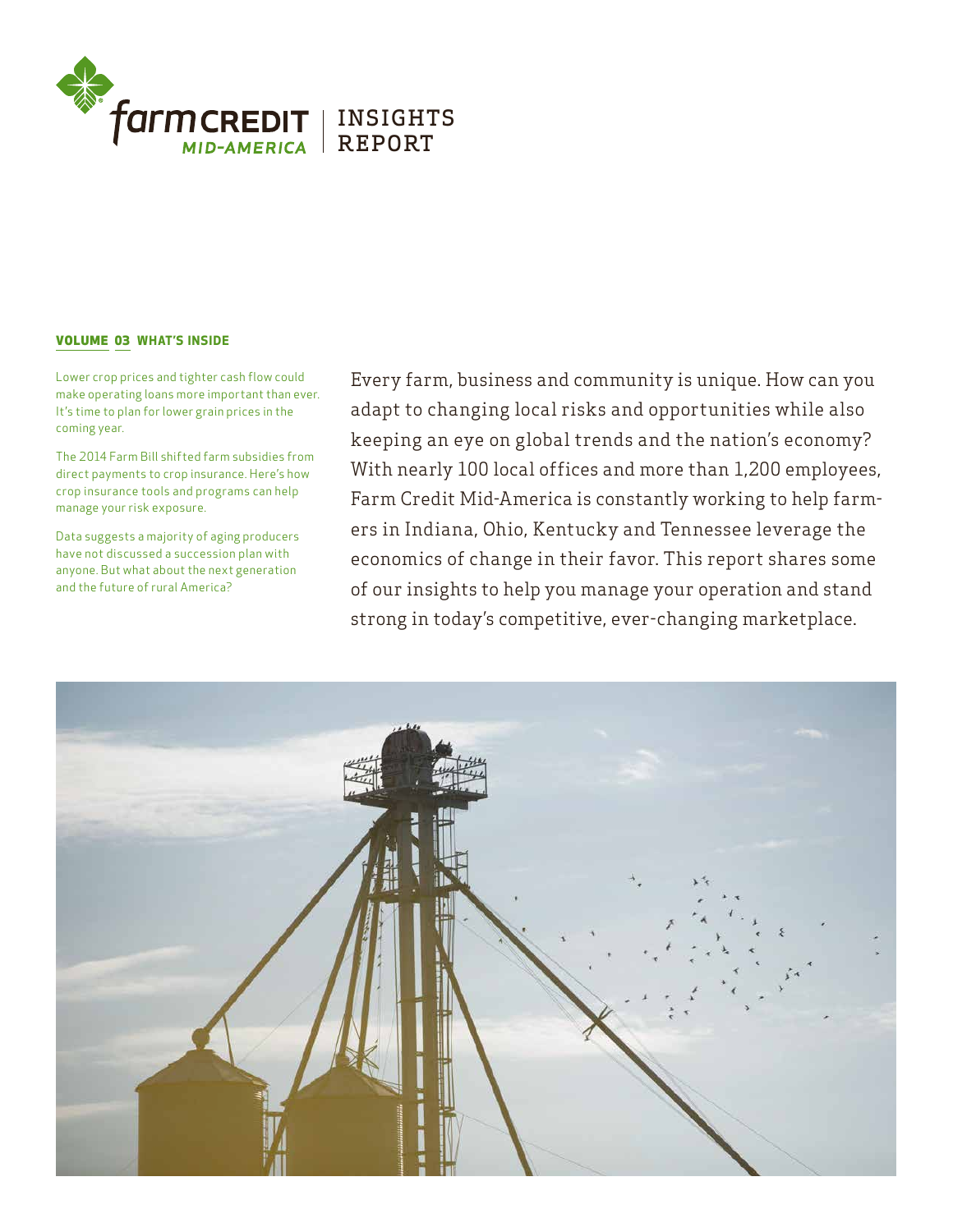# farm CREDIT MID-AMERICA | INSIGHTS REPORT

**VOLUME 03 WHAT'S INSIDE**

Lower crop prices and tighter cash flow could make operating loans more important than ever. It's time to plan for lower grain prices in the coming year.

The 2014 Farm Bill shifted farm subsidies from direct payments to crop insurance. Here's how crop insurance tools and programs can help manage your risk exposure.

Data suggests a majority of aging producers have not discussed a succession plan with anyone. But what about the next generation and the future of rural America?

Every farm, business and community is unique. How can you adapt to changing local risks and opportunities while also keeping an eye on global trends and the nation's economy? With nearly 100 local offices and more than 1,200 employees, Farm Credit Mid-America is constantly working to help farmers in Indiana, Ohio, Kentucky and Tennessee leverage the economics of change in their favor. This report shares some of our insights to help you manage your operation and stand strong in today's competitive, ever-changing marketplace.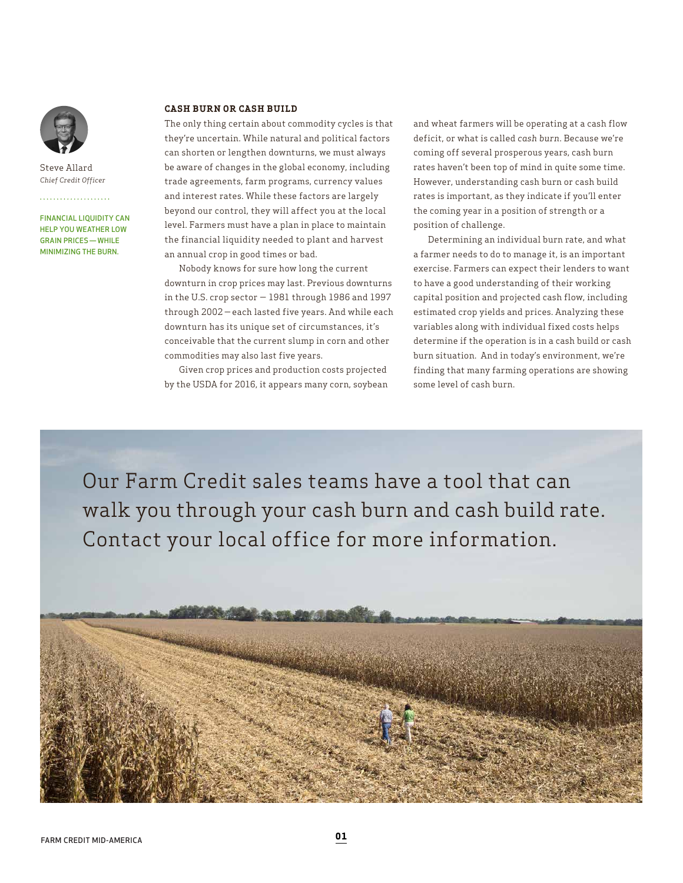Steve Allard
*Chief Credit Officer*

FINANCIAL LIQUIDITY CAN HELP YOU WEATHER LOW GRAIN PRICES — WHILE MINIMIZING THE BURN.

## CASH BURN OR CASH BUILD

The only thing certain about commodity cycles is that they're uncertain. While natural and political factors can shorten or lengthen downturns, we must always be aware of changes in the global economy, including trade agreements, farm programs, currency values and interest rates. While these factors are largely beyond our control, they will affect you at the local level. Farmers must have a plan in place to maintain the financial liquidity needed to plant and harvest an annual crop in good times or bad.

Nobody knows for sure how long the current downturn in crop prices may last. Previous downturns in the U.S. crop sector — 1981 through 1986 and 1997 through 2002 — each lasted five years. And while each downturn has its unique set of circumstances, it's conceivable that the current slump in corn and other commodities may also last five years.

Given crop prices and production costs projected by the USDA for 2016, it appears many corn, soybean and wheat farmers will be operating at a cash flow deficit, or what is called *cash burn*. Because we're coming off several prosperous years, cash burn rates haven't been top of mind in quite some time. However, understanding cash burn or cash build rates is important, as they indicate if you'll enter the coming year in a position of strength or a position of challenge.

Determining an individual burn rate, and what a farmer needs to do to manage it, is an important exercise. Farmers can expect their lenders to want to have a good understanding of their working capital position and projected cash flow, including estimated crop yields and prices. Analyzing these variables along with individual fixed costs helps determine if the operation is in a cash build or cash burn situation. And in today's environment, we're finding that many farming operations are showing some level of cash burn.

Our Farm Credit sales teams have a tool that can walk you through your cash burn and cash build rate. Contact your local office for more information.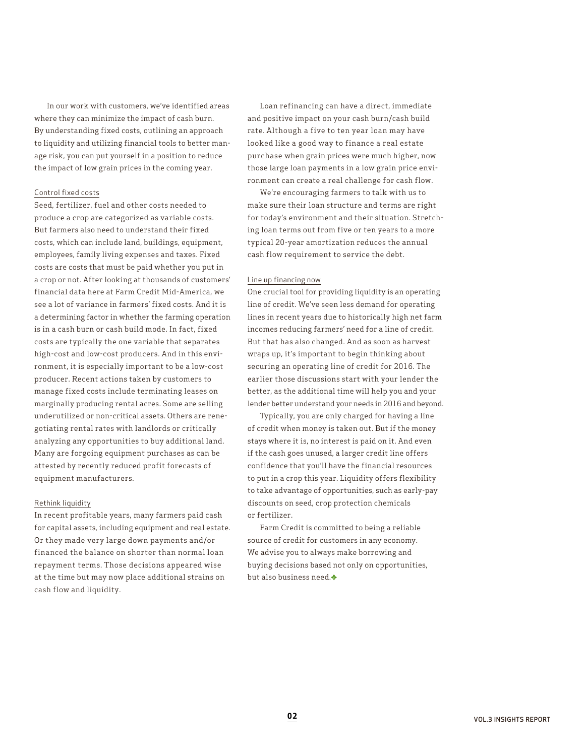In our work with customers, we've identified areas where they can minimize the impact of cash burn. By understanding fixed costs, outlining an approach to liquidity and utilizing financial tools to better manage risk, you can put yourself in a position to reduce the impact of low grain prices in the coming year.

### Control fixed costs

Seed, fertilizer, fuel and other costs needed to produce a crop are categorized as variable costs. But farmers also need to understand their fixed costs, which can include land, buildings, equipment, employees, family living expenses and taxes. Fixed costs are costs that must be paid whether you put in a crop or not. After looking at thousands of customers' financial data here at Farm Credit Mid-America, we see a lot of variance in farmers' fixed costs. And it is a determining factor in whether the farming operation is in a cash burn or cash build mode. In fact, fixed costs are typically the one variable that separates high-cost and low-cost producers. And in this environment, it is especially important to be a low-cost producer. Recent actions taken by customers to manage fixed costs include terminating leases on marginally producing rental acres. Some are selling underutilized or non-critical assets. Others are renegotiating rental rates with landlords or critically analyzing any opportunities to buy additional land. Many are forgoing equipment purchases as can be attested by recently reduced profit forecasts of equipment manufacturers.

### Rethink liquidity

In recent profitable years, many farmers paid cash for capital assets, including equipment and real estate. Or they made very large down payments and/or financed the balance on shorter than normal loan repayment terms. Those decisions appeared wise at the time but may now place additional strains on cash flow and liquidity.

Loan refinancing can have a direct, immediate and positive impact on your cash burn/cash build rate. Although a five to ten year loan may have looked like a good way to finance a real estate purchase when grain prices were much higher, now those large loan payments in a low grain price environment can create a real challenge for cash flow.

We're encouraging farmers to talk with us to make sure their loan structure and terms are right for today's environment and their situation. Stretching loan terms out from five or ten years to a more typical 20-year amortization reduces the annual cash flow requirement to service the debt.

### Line up financing now

One crucial tool for providing liquidity is an operating line of credit. We've seen less demand for operating lines in recent years due to historically high net farm incomes reducing farmers' need for a line of credit. But that has also changed. And as soon as harvest wraps up, it's important to begin thinking about securing an operating line of credit for 2016. The earlier those discussions start with your lender the better, as the additional time will help you and your lender better understand your needs in 2016 and beyond.

Typically, you are only charged for having a line of credit when money is taken out. But if the money stays where it is, no interest is paid on it. And even if the cash goes unused, a larger credit line offers confidence that you'll have the financial resources to put in a crop this year. Liquidity offers flexibility to take advantage of opportunities, such as early-pay discounts on seed, crop protection chemicals or fertilizer.

Farm Credit is committed to being a reliable source of credit for customers in any economy. We advise you to always make borrowing and buying decisions based not only on opportunities, but also business need.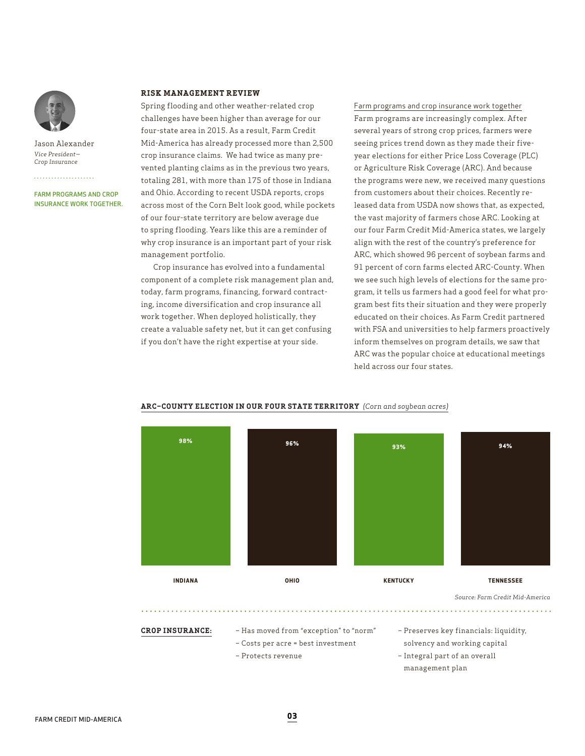Jason Alexander
*Vice President—Crop Insurance*

FARM PROGRAMS AND CROP INSURANCE WORK TOGETHER.

## RISK MANAGEMENT REVIEW

Spring flooding and other weather-related crop challenges have been higher than average for our four-state area in 2015. As a result, Farm Credit Mid-America has already processed more than 2,500 crop insurance claims. We had twice as many prevented planting claims as in the previous two years, totaling 281, with more than 175 of those in Indiana and Ohio. According to recent USDA reports, crops across most of the Corn Belt look good, while pockets of our four-state territory are below average due to spring flooding. Years like this are a reminder of why crop insurance is an important part of your risk management portfolio.

Crop insurance has evolved into a fundamental component of a complete risk management plan and, today, farm programs, financing, forward contracting, income diversification and crop insurance all work together. When deployed holistically, they create a valuable safety net, but it can get confusing if you don't have the right expertise at your side.

### Farm programs and crop insurance work together

Farm programs are increasingly complex. After several years of strong crop prices, farmers were seeing prices trend down as they made their five-year elections for either Price Loss Coverage (PLC) or Agriculture Risk Coverage (ARC). And because the programs were new, we received many questions from customers about their choices. Recently released data from USDA now shows that, as expected, the vast majority of farmers chose ARC. Looking at our four Farm Credit Mid-America states, we largely align with the rest of the country's preference for ARC, which showed 96 percent of soybean farms and 91 percent of corn farms elected ARC-County. When we see such high levels of elections for the same program, it tells us farmers had a good feel for what program best fits their situation and they were properly educated on their choices. As Farm Credit partnered with FSA and universities to help farmers proactively inform themselves on program details, we saw that ARC was the popular choice at educational meetings held across our four states.

**ARC–COUNTY ELECTION IN OUR FOUR STATE TERRITORY** *(Corn and soybean acres)*

| State | ARC-County Election |
|---|---|
| INDIANA | 98% |
| OHIO | 96% |
| KENTUCKY | 93% |
| TENNESSEE | 94% |

*Source: Farm Credit Mid-America*

**CROP INSURANCE:**

- Has moved from "exception" to "norm"
- Costs per acre = best investment
- Protects revenue
- Preserves key financials: liquidity, solvency and working capital
- Integral part of an overall management plan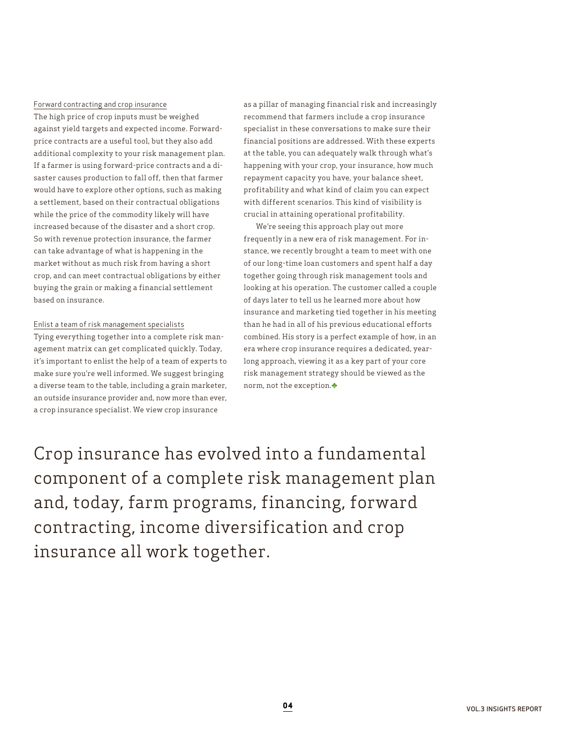### Forward contracting and crop insurance

The high price of crop inputs must be weighed against yield targets and expected income. Forward-price contracts are a useful tool, but they also add additional complexity to your risk management plan. If a farmer is using forward-price contracts and a disaster causes production to fall off, then that farmer would have to explore other options, such as making a settlement, based on their contractual obligations while the price of the commodity likely will have increased because of the disaster and a short crop. So with revenue protection insurance, the farmer can take advantage of what is happening in the market without as much risk from having a short crop, and can meet contractual obligations by either buying the grain or making a financial settlement based on insurance.

### Enlist a team of risk management specialists

Tying everything together into a complete risk management matrix can get complicated quickly. Today, it's important to enlist the help of a team of experts to make sure you're well informed. We suggest bringing a diverse team to the table, including a grain marketer, an outside insurance provider and, now more than ever, a crop insurance specialist. We view crop insurance as a pillar of managing financial risk and increasingly recommend that farmers include a crop insurance specialist in these conversations to make sure their financial positions are addressed. With these experts at the table, you can adequately walk through what's happening with your crop, your insurance, how much repayment capacity you have, your balance sheet, profitability and what kind of claim you can expect with different scenarios. This kind of visibility is crucial in attaining operational profitability.

We're seeing this approach play out more frequently in a new era of risk management. For instance, we recently brought a team to meet with one of our long-time loan customers and spent half a day together going through risk management tools and looking at his operation. The customer called a couple of days later to tell us he learned more about how insurance and marketing tied together in his meeting than he had in all of his previous educational efforts combined. His story is a perfect example of how, in an era where crop insurance requires a dedicated, year-long approach, viewing it as a key part of your core risk management strategy should be viewed as the norm, not the exception.

> Crop insurance has evolved into a fundamental component of a complete risk management plan and, today, farm programs, financing, forward contracting, income diversification and crop insurance all work together.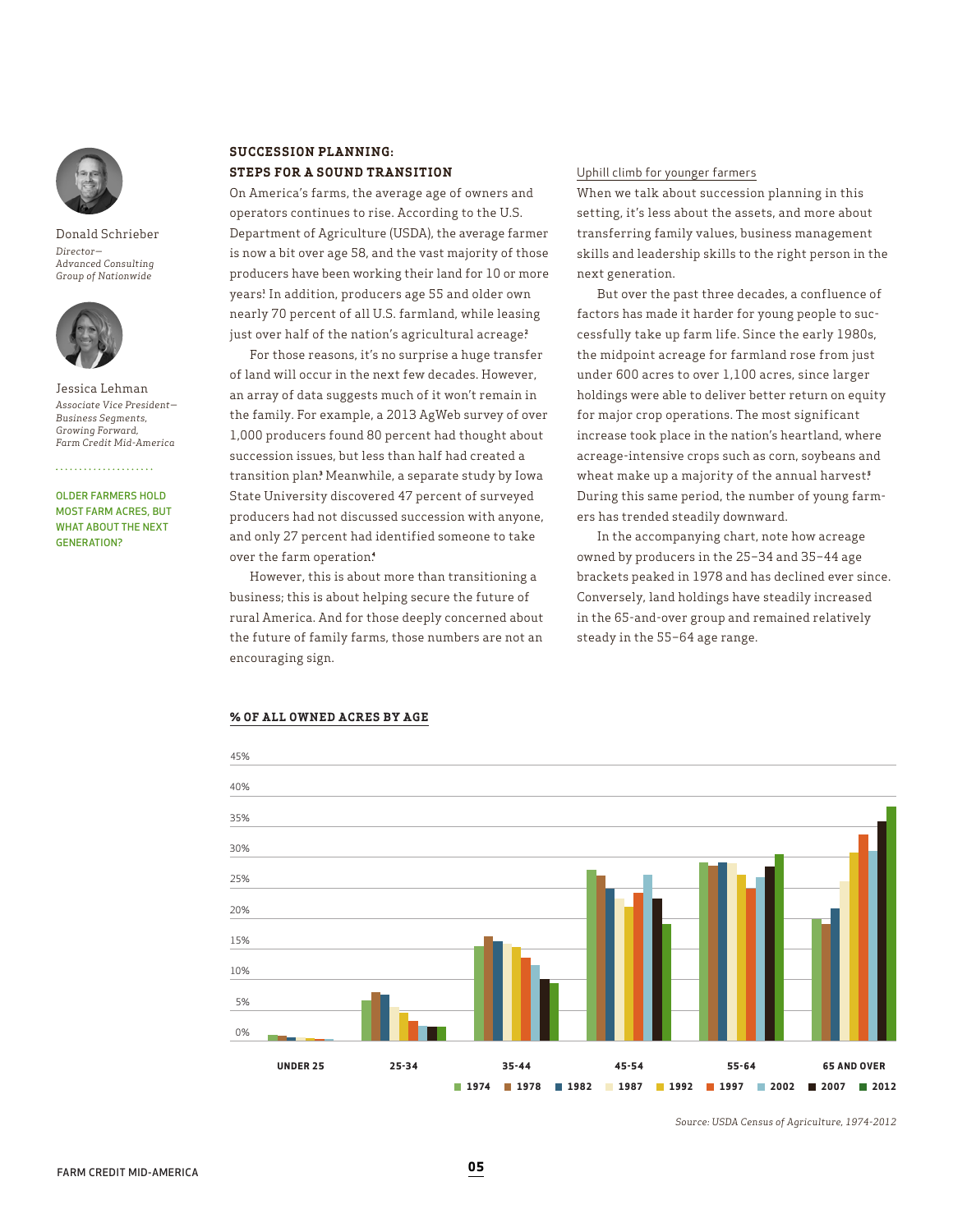Donald Schrieber
*Director—Advanced Consulting Group of Nationwide*

Jessica Lehman
*Associate Vice President—Business Segments, Growing Forward, Farm Credit Mid-America*

OLDER FARMERS HOLD MOST FARM ACRES, BUT WHAT ABOUT THE NEXT GENERATION?

## SUCCESSION PLANNING: STEPS FOR A SOUND TRANSITION

On America's farms, the average age of owners and operators continues to rise. According to the U.S. Department of Agriculture (USDA), the average farmer is now a bit over age 58, and the vast majority of those producers have been working their land for 10 or more years.[1] In addition, producers age 55 and older own nearly 70 percent of all U.S. farmland, while leasing just over half of the nation's agricultural acreage.[2]

For those reasons, it's no surprise a huge transfer of land will occur in the next few decades. However, an array of data suggests much of it won't remain in the family. For example, a 2013 AgWeb survey of over 1,000 producers found 80 percent had thought about succession issues, but less than half had created a transition plan.[3] Meanwhile, a separate study by Iowa State University discovered 47 percent of surveyed producers had not discussed succession with anyone, and only 27 percent had identified someone to take over the farm operation.[4]

However, this is about more than transitioning a business; this is about helping secure the future of rural America. And for those deeply concerned about the future of family farms, those numbers are not an encouraging sign.

### Uphill climb for younger farmers

When we talk about succession planning in this setting, it's less about the assets, and more about transferring family values, business management skills and leadership skills to the right person in the next generation.

But over the past three decades, a confluence of factors has made it harder for young people to successfully take up farm life. Since the early 1980s, the midpoint acreage for farmland rose from just under 600 acres to over 1,100 acres, since larger holdings were able to deliver better return on equity for major crop operations. The most significant increase took place in the nation's heartland, where acreage-intensive crops such as corn, soybeans and wheat make up a majority of the annual harvest.[5] During this same period, the number of young farmers has trended steadily downward.

In the accompanying chart, note how acreage owned by producers in the 25–34 and 35–44 age brackets peaked in 1978 and has declined ever since. Conversely, land holdings have steadily increased in the 65-and-over group and remained relatively steady in the 55–64 age range.

**% OF ALL OWNED ACRES BY AGE**

| Age | 1974 | 1978 | 1982 | 1987 | 1992 | 1997 | 2002 | 2007 | 2012 |
|---|---|---|---|---|---|---|---|---|---|
| Under 25 | ~1% | ~1% | ~0.5% | ~0.5% | ~0.4% | ~0.3% | ~0.2% | — | — |
| 25-34 | ~6.5% | ~8% | ~7.5% | ~5.5% | ~4.5% | ~3% | ~2.5% | ~2% | ~2% |
| 35-44 | ~15.5% | ~17% | ~16% | ~16% | ~15% | ~13.5% | ~12.5% | ~10% | ~9.5% |
| 45-54 | ~28% | ~27% | ~25% | ~23.5% | ~22% | ~24.5% | ~27% | ~23.5% | ~19% |
| 55-64 | ~29% | ~28.5% | ~29% | ~29% | ~27% | ~25% | ~26.5% | ~28.5% | ~30.5% |
| 65 and over | ~20% | ~19% | ~21.5% | ~26% | ~31% | ~33.5% | ~31% | ~35.5% | ~38% |

Source: USDA Census of Agriculture, 1974-2012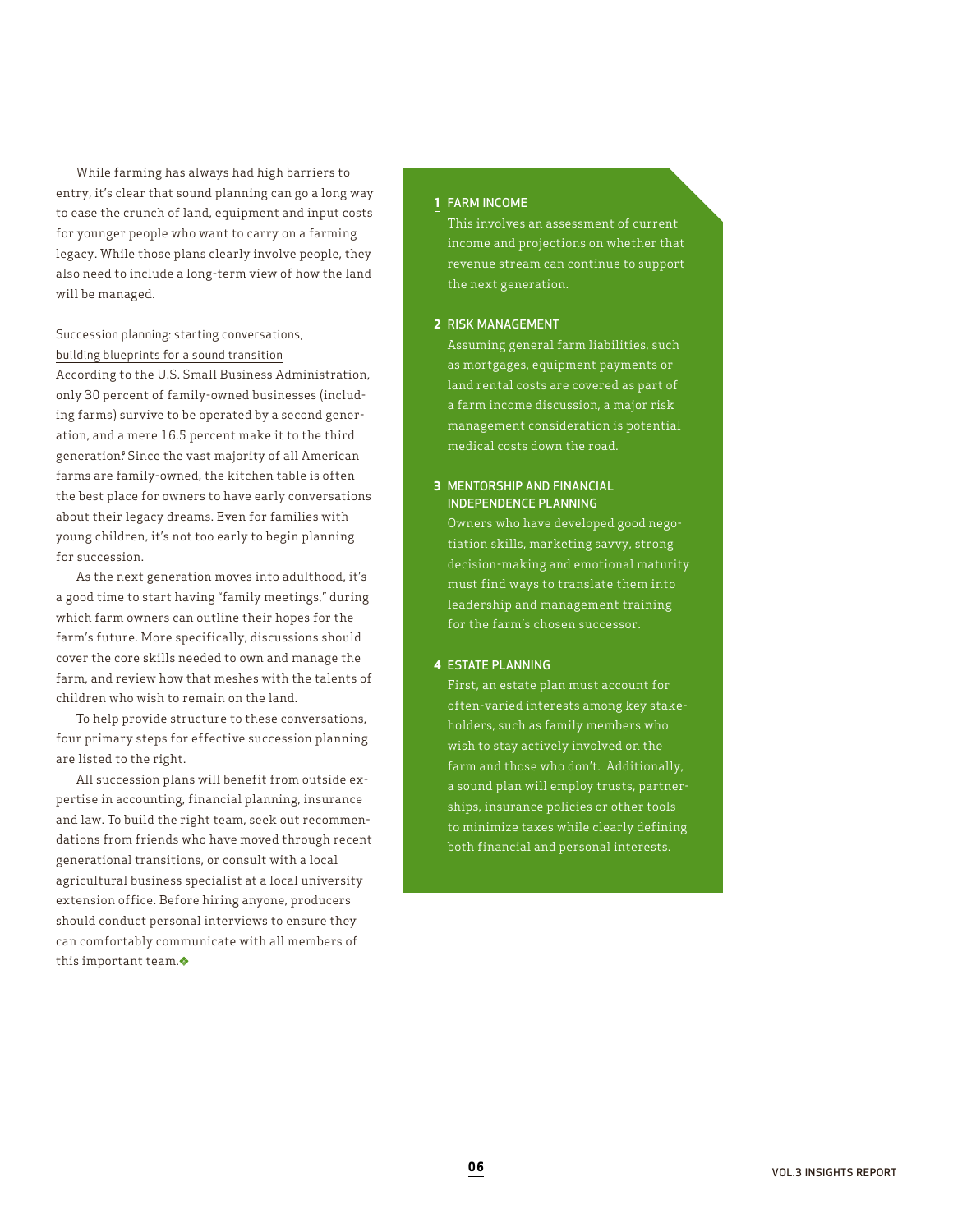While farming has always had high barriers to entry, it's clear that sound planning can go a long way to ease the crunch of land, equipment and input costs for younger people who want to carry on a farming legacy. While those plans clearly involve people, they also need to include a long-term view of how the land will be managed.

## Succession planning: starting conversations, building blueprints for a sound transition

According to the U.S. Small Business Administration, only 30 percent of family-owned businesses (including farms) survive to be operated by a second generation, and a mere 16.5 percent make it to the third generation.[6] Since the vast majority of all American farms are family-owned, the kitchen table is often the best place for owners to have early conversations about their legacy dreams. Even for families with young children, it's not too early to begin planning for succession.

As the next generation moves into adulthood, it's a good time to start having "family meetings," during which farm owners can outline their hopes for the farm's future. More specifically, discussions should cover the core skills needed to own and manage the farm, and review how that meshes with the talents of children who wish to remain on the land.

To help provide structure to these conversations, four primary steps for effective succession planning are listed to the right.

All succession plans will benefit from outside expertise in accounting, financial planning, insurance and law. To build the right team, seek out recommendations from friends who have moved through recent generational transitions, or consult with a local agricultural business specialist at a local university extension office. Before hiring anyone, producers should conduct personal interviews to ensure they can comfortably communicate with all members of this important team.

### 1 FARM INCOME

This involves an assessment of current income and projections on whether that revenue stream can continue to support the next generation.

### 2 RISK MANAGEMENT

Assuming general farm liabilities, such as mortgages, equipment payments or land rental costs are covered as part of a farm income discussion, a major risk management consideration is potential medical costs down the road.

### 3 MENTORSHIP AND FINANCIAL INDEPENDENCE PLANNING

Owners who have developed good negotiation skills, marketing savvy, strong decision-making and emotional maturity must find ways to translate them into leadership and management training for the farm's chosen successor.

### 4 ESTATE PLANNING

First, an estate plan must account for often-varied interests among key stakeholders, such as family members who wish to stay actively involved on the farm and those who don't. Additionally, a sound plan will employ trusts, partnerships, insurance policies or other tools to minimize taxes while clearly defining both financial and personal interests.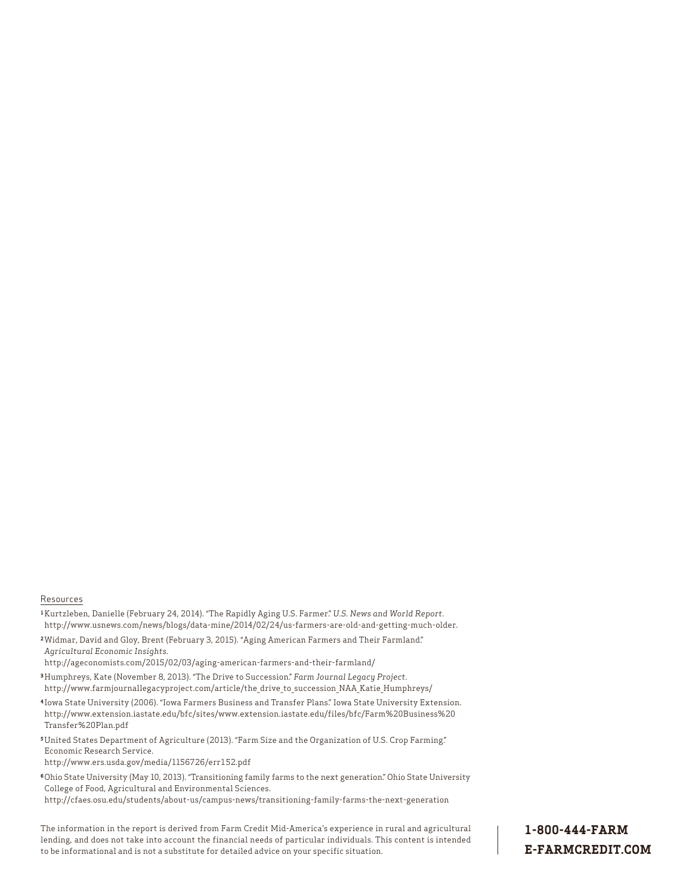Resources

[1] Kurtzleben, Danielle (February 24, 2014). "The Rapidly Aging U.S. Farmer." *U.S. News and World Report*. http://www.usnews.com/news/blogs/data-mine/2014/02/24/us-farmers-are-old-and-getting-much-older.

[2] Widmar, David and Gloy, Brent (February 3, 2015). "Aging American Farmers and Their Farmland." *Agricultural Economic Insights*. http://ageconomists.com/2015/02/03/aging-american-farmers-and-their-farmland/

[3] Humphreys, Kate (November 8, 2013). "The Drive to Succession." *Farm Journal Legacy Project*. http://www.farmjournallegacyproject.com/article/the_drive_to_succession_NAA_Katie_Humphreys/

[4] Iowa State University (2006). "Iowa Farmers Business and Transfer Plans." Iowa State University Extension. http://www.extension.iastate.edu/bfc/sites/www.extension.iastate.edu/files/bfc/Farm%20Business%20Transfer%20Plan.pdf

[5] United States Department of Agriculture (2013). "Farm Size and the Organization of U.S. Crop Farming." Economic Research Service. http://www.ers.usda.gov/media/1156726/err152.pdf

[6] Ohio State University (May 10, 2013). "Transitioning family farms to the next generation." Ohio State University College of Food, Agricultural and Environmental Sciences. http://cfaes.osu.edu/students/about-us/campus-news/transitioning-family-farms-the-next-generation

The information in the report is derived from Farm Credit Mid-America's experience in rural and agricultural lending, and does not take into account the financial needs of particular individuals. This content is intended to be informational and is not a substitute for detailed advice on your specific situation.

**1-800-444-FARM**
**E-FARMCREDIT.COM**